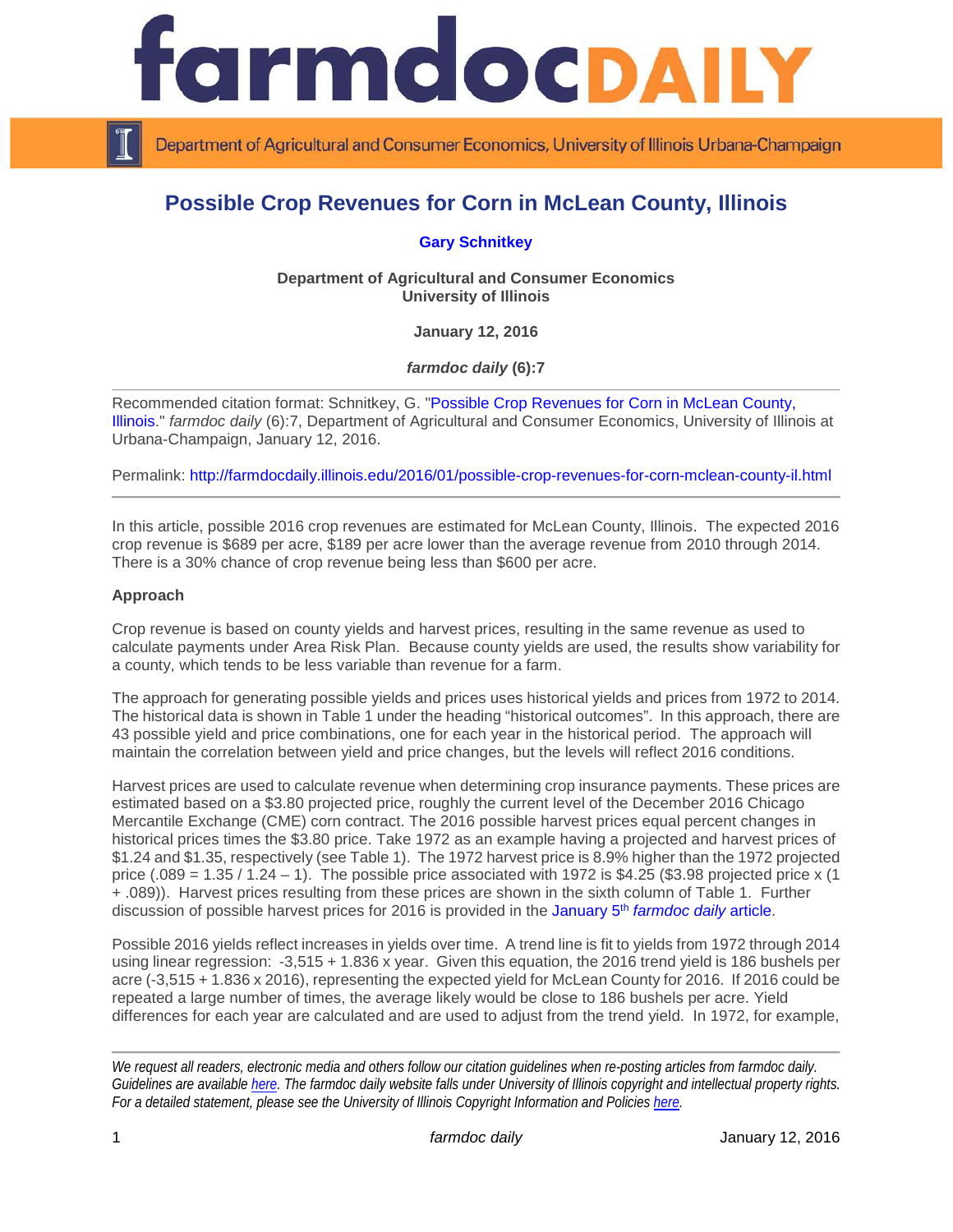# Possible Crop Revenues for Corn in McLean County, Illinois

**Gary Schnitkey**

**Department of Agricultural and Consumer Economics**
**University of Illinois**

**January 12, 2016**

***farmdoc daily* (6):7**

Recommended citation format: Schnitkey, G. "Possible Crop Revenues for Corn in McLean County, Illinois." *farmdoc daily* (6):7, Department of Agricultural and Consumer Economics, University of Illinois at Urbana-Champaign, January 12, 2016.

Permalink: http://farmdocdaily.illinois.edu/2016/01/possible-crop-revenues-for-corn-mclean-county-il.html

In this article, possible 2016 crop revenues are estimated for McLean County, Illinois. The expected 2016 crop revenue is $689 per acre, $189 per acre lower than the average revenue from 2010 through 2014. There is a 30% chance of crop revenue being less than $600 per acre.

**Approach**

Crop revenue is based on county yields and harvest prices, resulting in the same revenue as used to calculate payments under Area Risk Plan. Because county yields are used, the results show variability for a county, which tends to be less variable than revenue for a farm.

The approach for generating possible yields and prices uses historical yields and prices from 1972 to 2014. The historical data is shown in Table 1 under the heading "historical outcomes". In this approach, there are 43 possible yield and price combinations, one for each year in the historical period. The approach will maintain the correlation between yield and price changes, but the levels will reflect 2016 conditions.

Harvest prices are used to calculate revenue when determining crop insurance payments. These prices are estimated based on a $3.80 projected price, roughly the current level of the December 2016 Chicago Mercantile Exchange (CME) corn contract. The 2016 possible harvest prices equal percent changes in historical prices times the $3.80 price. Take 1972 as an example having a projected and harvest prices of $1.24 and $1.35, respectively (see Table 1). The 1972 harvest price is 8.9% higher than the 1972 projected price (.089 = 1.35 / 1.24 – 1). The possible price associated with 1972 is $4.25 ($3.98 projected price x (1 + .089)). Harvest prices resulting from these prices are shown in the sixth column of Table 1. Further discussion of possible harvest prices for 2016 is provided in the January 5th *farmdoc daily* article.

Possible 2016 yields reflect increases in yields over time. A trend line is fit to yields from 1972 through 2014 using linear regression: -3,515 + 1.836 x year. Given this equation, the 2016 trend yield is 186 bushels per acre (-3,515 + 1.836 x 2016), representing the expected yield for McLean County for 2016. If 2016 could be repeated a large number of times, the average likely would be close to 186 bushels per acre. Yield differences for each year are calculated and are used to adjust from the trend yield. In 1972, for example,

*We request all readers, electronic media and others follow our citation guidelines when re-posting articles from farmdoc daily. Guidelines are available here. The farmdoc daily website falls under University of Illinois copyright and intellectual property rights. For a detailed statement, please see the University of Illinois Copyright Information and Policies here.*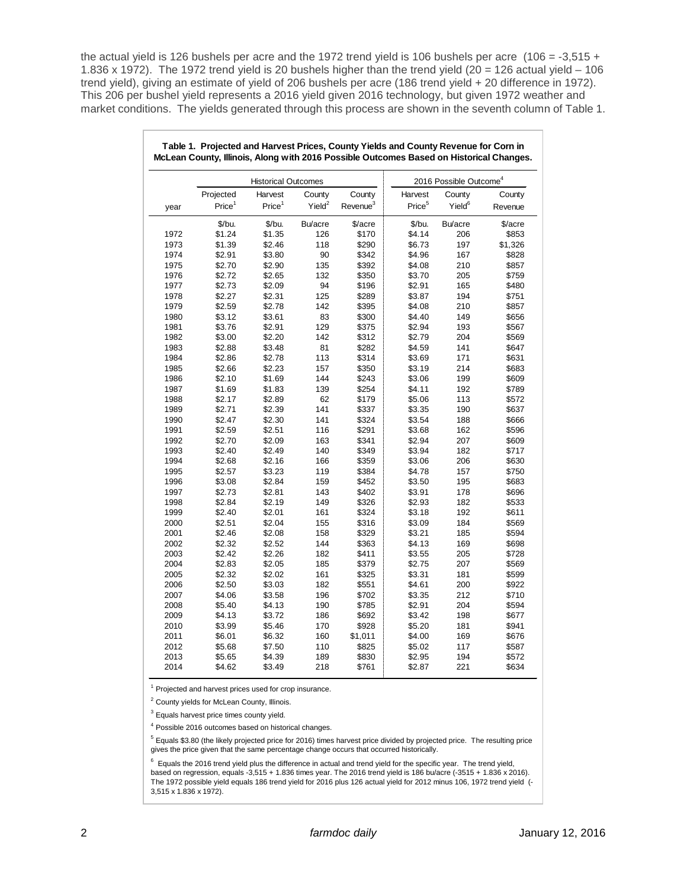the actual yield is 126 bushels per acre and the 1972 trend yield is 106 bushels per acre (106 = -3,515 + 1.836 x 1972). The 1972 trend yield is 20 bushels higher than the trend yield (20 = 126 actual yield – 106 trend yield), giving an estimate of yield of 206 bushels per acre (186 trend yield + 20 difference in 1972). This 206 per bushel yield represents a 2016 yield given 2016 technology, but given 1972 weather and market conditions. The yields generated through this process are shown in the seventh column of Table 1.

**Table 1. Projected and Harvest Prices, County Yields and County Revenue for Corn in McLean County, Illinois, Along with 2016 Possible Outcomes Based on Historical Changes.**

| | Historical Outcomes | | | | 2016 Possible Outcome[4] | | |
|---|---|---|---|---|---|---|---|
| year | Projected Price[1] | Harvest Price[1] | County Yield[2] | County Revenue[3] | Harvest Price[5] | County Yield[6] | County Revenue |
| | $/bu. | $/bu. | Bu/acre | $/acre | $/bu. | Bu/acre | $/acre |
| 1972 | $1.24 | $1.35 | 126 | $170 | $4.14 | 206 | $853 |
| 1973 | $1.39 | $2.46 | 118 | $290 | $6.73 | 197 | $1,326 |
| 1974 | $2.91 | $3.80 | 90 | $342 | $4.96 | 167 | $828 |
| 1975 | $2.70 | $2.90 | 135 | $392 | $4.08 | 210 | $857 |
| 1976 | $2.72 | $2.65 | 132 | $350 | $3.70 | 205 | $759 |
| 1977 | $2.73 | $2.09 | 94 | $196 | $2.91 | 165 | $480 |
| 1978 | $2.27 | $2.31 | 125 | $289 | $3.87 | 194 | $751 |
| 1979 | $2.59 | $2.78 | 142 | $395 | $4.08 | 210 | $857 |
| 1980 | $3.12 | $3.61 | 83 | $300 | $4.40 | 149 | $656 |
| 1981 | $3.76 | $2.91 | 129 | $375 | $2.94 | 193 | $567 |
| 1982 | $3.00 | $2.20 | 142 | $312 | $2.79 | 204 | $569 |
| 1983 | $2.88 | $3.48 | 81 | $282 | $4.59 | 141 | $647 |
| 1984 | $2.86 | $2.78 | 113 | $314 | $3.69 | 171 | $631 |
| 1985 | $2.66 | $2.23 | 157 | $350 | $3.19 | 214 | $683 |
| 1986 | $2.10 | $1.69 | 144 | $243 | $3.06 | 199 | $609 |
| 1987 | $1.69 | $1.83 | 139 | $254 | $4.11 | 192 | $789 |
| 1988 | $2.17 | $2.89 | 62 | $179 | $5.06 | 113 | $572 |
| 1989 | $2.71 | $2.39 | 141 | $337 | $3.35 | 190 | $637 |
| 1990 | $2.47 | $2.30 | 141 | $324 | $3.54 | 188 | $666 |
| 1991 | $2.59 | $2.51 | 116 | $291 | $3.68 | 162 | $596 |
| 1992 | $2.70 | $2.09 | 163 | $341 | $2.94 | 207 | $609 |
| 1993 | $2.40 | $2.49 | 140 | $349 | $3.94 | 182 | $717 |
| 1994 | $2.68 | $2.16 | 166 | $359 | $3.06 | 206 | $630 |
| 1995 | $2.57 | $3.23 | 119 | $384 | $4.78 | 157 | $750 |
| 1996 | $3.08 | $2.84 | 159 | $452 | $3.50 | 195 | $683 |
| 1997 | $2.73 | $2.81 | 143 | $402 | $3.91 | 178 | $696 |
| 1998 | $2.84 | $2.19 | 149 | $326 | $2.93 | 182 | $533 |
| 1999 | $2.40 | $2.01 | 161 | $324 | $3.18 | 192 | $611 |
| 2000 | $2.51 | $2.04 | 155 | $316 | $3.09 | 184 | $569 |
| 2001 | $2.46 | $2.08 | 158 | $329 | $3.21 | 185 | $594 |
| 2002 | $2.32 | $2.52 | 144 | $363 | $4.13 | 169 | $698 |
| 2003 | $2.42 | $2.26 | 182 | $411 | $3.55 | 205 | $728 |
| 2004 | $2.83 | $2.05 | 185 | $379 | $2.75 | 207 | $569 |
| 2005 | $2.32 | $2.02 | 161 | $325 | $3.31 | 181 | $599 |
| 2006 | $2.50 | $3.03 | 182 | $551 | $4.61 | 200 | $922 |
| 2007 | $4.06 | $3.58 | 196 | $702 | $3.35 | 212 | $710 |
| 2008 | $5.40 | $4.13 | 190 | $785 | $2.91 | 204 | $594 |
| 2009 | $4.13 | $3.72 | 186 | $692 | $3.42 | 198 | $677 |
| 2010 | $3.99 | $5.46 | 170 | $928 | $5.20 | 181 | $941 |
| 2011 | $6.01 | $6.32 | 160 | $1,011 | $4.00 | 169 | $676 |
| 2012 | $5.68 | $7.50 | 110 | $825 | $5.02 | 117 | $587 |
| 2013 | $5.65 | $4.39 | 189 | $830 | $2.95 | 194 | $572 |
| 2014 | $4.62 | $3.49 | 218 | $761 | $2.87 | 221 | $634 |

[1] Projected and harvest prices used for crop insurance.

[2] County yields for McLean County, Illinois.

[3] Equals harvest price times county yield.

[4] Possible 2016 outcomes based on historical changes.

[5] Equals $3.80 (the likely projected price for 2016) times harvest price divided by projected price. The resulting price gives the price given that the same percentage change occurs that occurred historically.

[6] Equals the 2016 trend yield plus the difference in actual and trend yield for the specific year. The trend yield, based on regression, equals -3,515 + 1.836 times year. The 2016 trend yield is 186 bu/acre (-3515 + 1.836 x 2016). The 1972 possible yield equals 186 trend yield for 2016 plus 126 actual yield for 2012 minus 106, 1972 trend yield (-3,515 x 1.836 x 1972).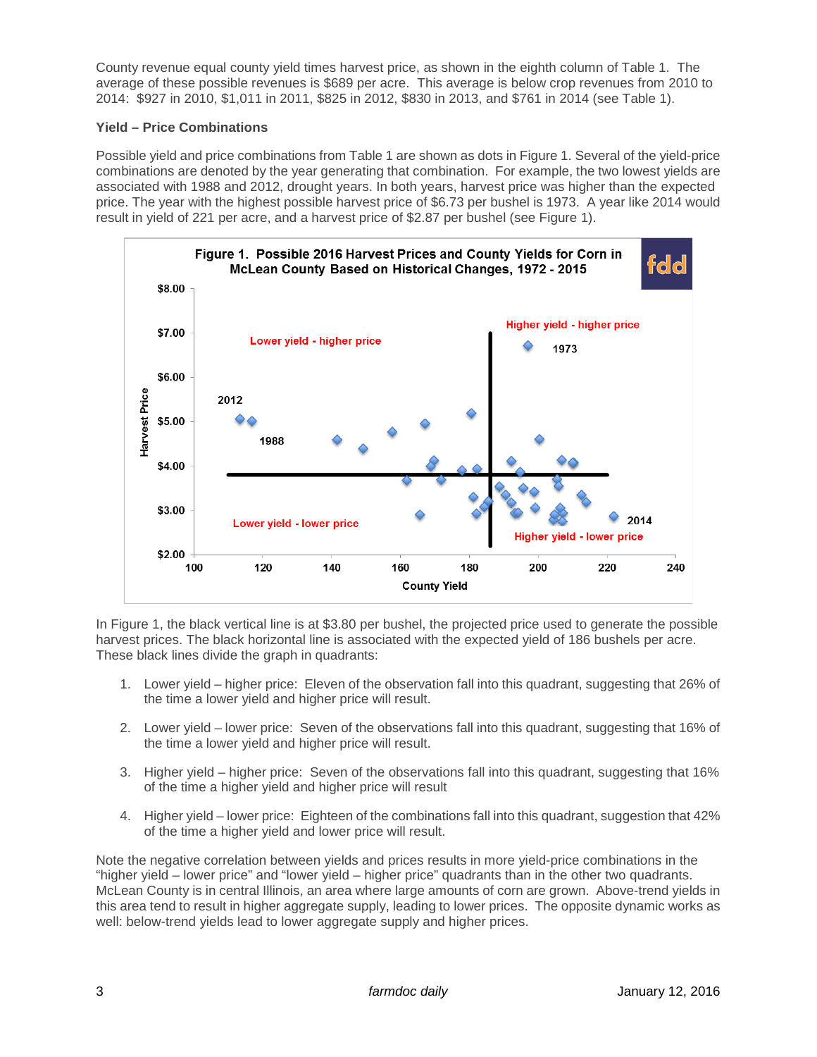County revenue equal county yield times harvest price, as shown in the eighth column of Table 1. The average of these possible revenues is $689 per acre. This average is below crop revenues from 2010 to 2014: $927 in 2010, $1,011 in 2011, $825 in 2012, $830 in 2013, and $761 in 2014 (see Table 1).

**Yield – Price Combinations**

Possible yield and price combinations from Table 1 are shown as dots in Figure 1. Several of the yield-price combinations are denoted by the year generating that combination. For example, the two lowest yields are associated with 1988 and 2012, drought years. In both years, harvest price was higher than the expected price. The year with the highest possible harvest price of $6.73 per bushel is 1973. A year like 2014 would result in yield of 221 per acre, and a harvest price of $2.87 per bushel (see Figure 1).

**Figure 1. Possible 2016 Harvest Prices and County Yields for Corn in McLean County Based on Historical Changes, 1972 - 2015**

In Figure 1, the black vertical line is at $3.80 per bushel, the projected price used to generate the possible harvest prices. The black horizontal line is associated with the expected yield of 186 bushels per acre. These black lines divide the graph in quadrants:

1. Lower yield – higher price: Eleven of the observation fall into this quadrant, suggesting that 26% of the time a lower yield and higher price will result.

2. Lower yield – lower price: Seven of the observations fall into this quadrant, suggesting that 16% of the time a lower yield and higher price will result.

3. Higher yield – higher price: Seven of the observations fall into this quadrant, suggesting that 16% of the time a higher yield and higher price will result

4. Higher yield – lower price: Eighteen of the combinations fall into this quadrant, suggestion that 42% of the time a higher yield and lower price will result.

Note the negative correlation between yields and prices results in more yield-price combinations in the "higher yield – lower price" and "lower yield – higher price" quadrants than in the other two quadrants. McLean County is in central Illinois, an area where large amounts of corn are grown. Above-trend yields in this area tend to result in higher aggregate supply, leading to lower prices. The opposite dynamic works as well: below-trend yields lead to lower aggregate supply and higher prices.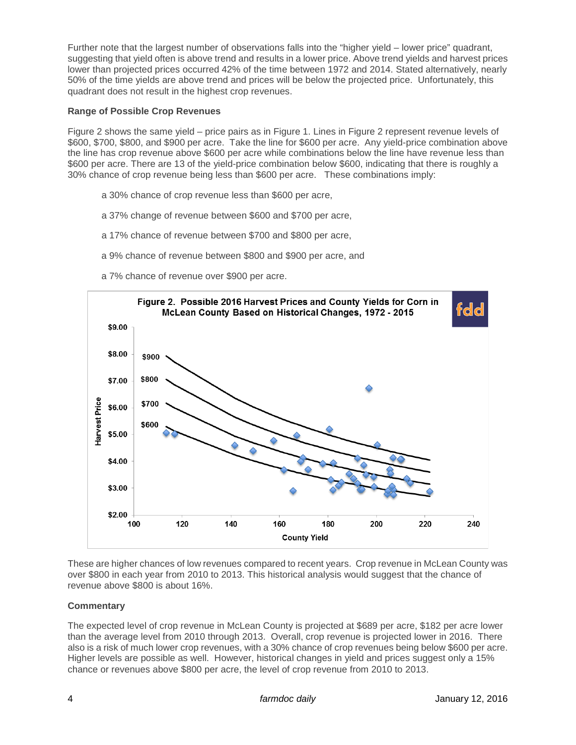Further note that the largest number of observations falls into the "higher yield – lower price" quadrant, suggesting that yield often is above trend and results in a lower price. Above trend yields and harvest prices lower than projected prices occurred 42% of the time between 1972 and 2014. Stated alternatively, nearly 50% of the time yields are above trend and prices will be below the projected price. Unfortunately, this quadrant does not result in the highest crop revenues.

**Range of Possible Crop Revenues**

Figure 2 shows the same yield – price pairs as in Figure 1. Lines in Figure 2 represent revenue levels of $600, $700, $800, and $900 per acre. Take the line for $600 per acre. Any yield-price combination above the line has crop revenue above $600 per acre while combinations below the line have revenue less than $600 per acre. There are 13 of the yield-price combination below $600, indicating that there is roughly a 30% chance of crop revenue being less than $600 per acre. These combinations imply:

a 30% chance of crop revenue less than $600 per acre,

a 37% change of revenue between $600 and $700 per acre,

a 17% chance of revenue between $700 and $800 per acre,

a 9% chance of revenue between $800 and $900 per acre, and

a 7% chance of revenue over $900 per acre.

**Figure 2. Possible 2016 Harvest Prices and County Yields for Corn in McLean County Based on Historical Changes, 1972 - 2015**

These are higher chances of low revenues compared to recent years. Crop revenue in McLean County was over $800 in each year from 2010 to 2013. This historical analysis would suggest that the chance of revenue above $800 is about 16%.

**Commentary**

The expected level of crop revenue in McLean County is projected at $689 per acre, $182 per acre lower than the average level from 2010 through 2013. Overall, crop revenue is projected lower in 2016. There also is a risk of much lower crop revenues, with a 30% chance of crop revenues being below $600 per acre. Higher levels are possible as well. However, historical changes in yield and prices suggest only a 15% chance or revenues above $800 per acre, the level of crop revenue from 2010 to 2013.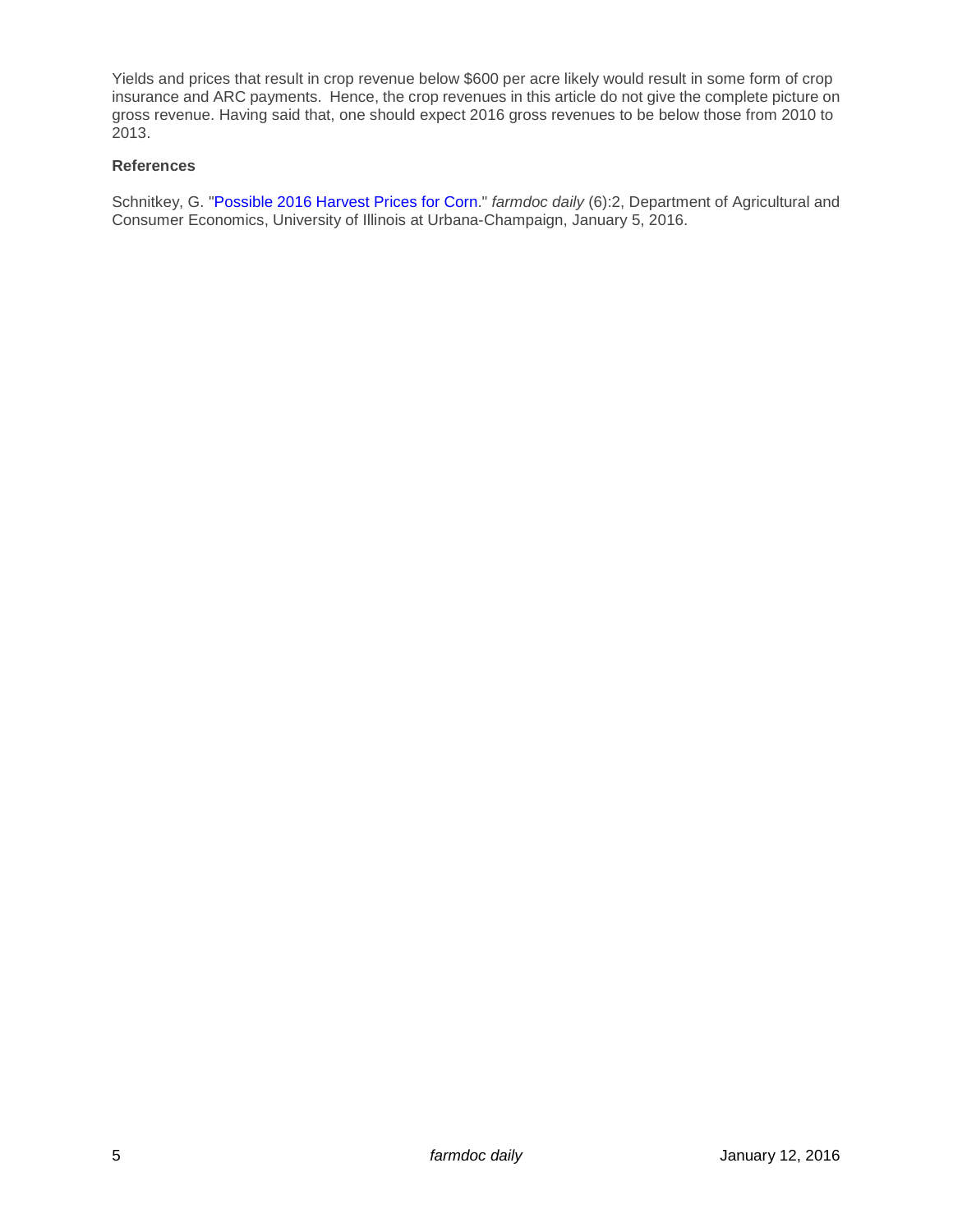Yields and prices that result in crop revenue below $600 per acre likely would result in some form of crop insurance and ARC payments.  Hence, the crop revenues in this article do not give the complete picture on gross revenue. Having said that, one should expect 2016 gross revenues to be below those from 2010 to 2013.

**References**

Schnitkey, G. "Possible 2016 Harvest Prices for Corn." *farmdoc daily* (6):2, Department of Agricultural and Consumer Economics, University of Illinois at Urbana-Champaign, January 5, 2016.